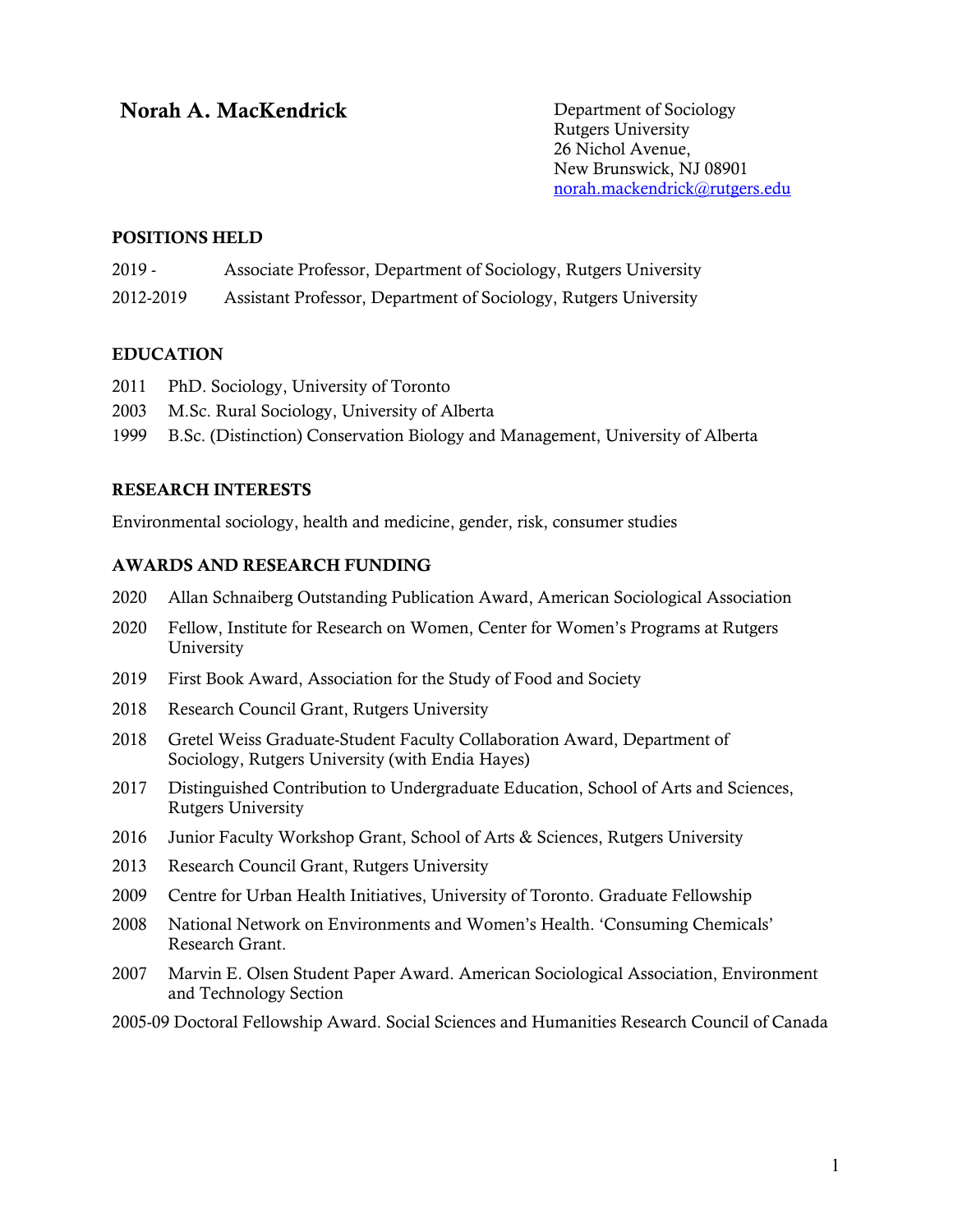# Norah A. MacKendrick

Department of Sociology
Rutgers University
26 Nichol Avenue,
New Brunswick, NJ 08901
norah.mackendrick@rutgers.edu

## POSITIONS HELD

2019 - Associate Professor, Department of Sociology, Rutgers University

2012-2019 Assistant Professor, Department of Sociology, Rutgers University

## EDUCATION

2011 PhD. Sociology, University of Toronto

2003 M.Sc. Rural Sociology, University of Alberta

1999 B.Sc. (Distinction) Conservation Biology and Management, University of Alberta

## RESEARCH INTERESTS

Environmental sociology, health and medicine, gender, risk, consumer studies

## AWARDS AND RESEARCH FUNDING

2020 Allan Schnaiberg Outstanding Publication Award, American Sociological Association

2020 Fellow, Institute for Research on Women, Center for Women's Programs at Rutgers University

2019 First Book Award, Association for the Study of Food and Society

2018 Research Council Grant, Rutgers University

2018 Gretel Weiss Graduate-Student Faculty Collaboration Award, Department of Sociology, Rutgers University (with Endia Hayes)

2017 Distinguished Contribution to Undergraduate Education, School of Arts and Sciences, Rutgers University

2016 Junior Faculty Workshop Grant, School of Arts & Sciences, Rutgers University

2013 Research Council Grant, Rutgers University

2009 Centre for Urban Health Initiatives, University of Toronto. Graduate Fellowship

2008 National Network on Environments and Women's Health. 'Consuming Chemicals' Research Grant.

2007 Marvin E. Olsen Student Paper Award. American Sociological Association, Environment and Technology Section

2005-09 Doctoral Fellowship Award. Social Sciences and Humanities Research Council of Canada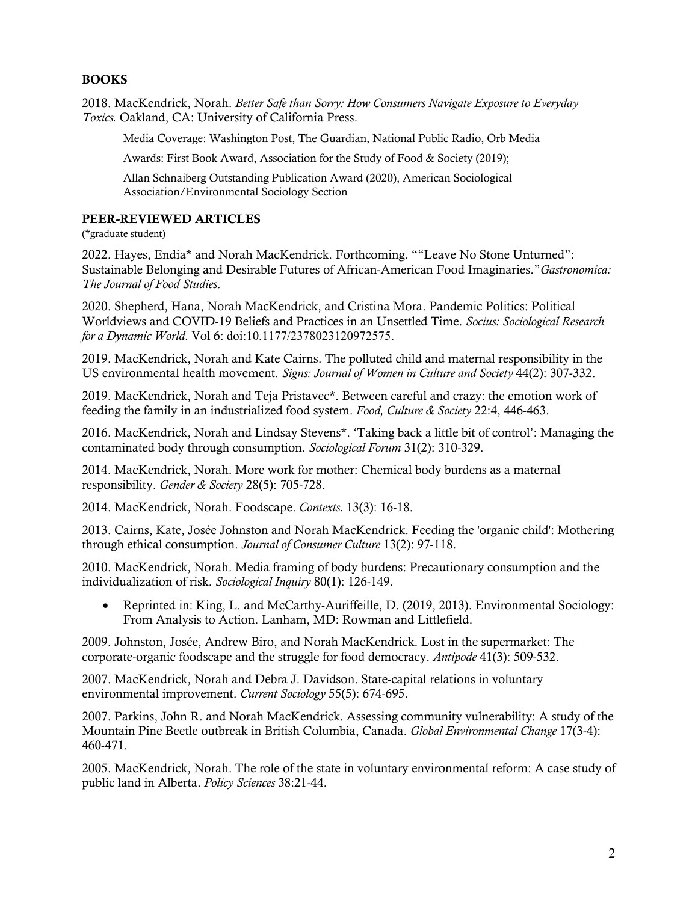## BOOKS

2018. MacKendrick, Norah. *Better Safe than Sorry: How Consumers Navigate Exposure to Everyday Toxics.* Oakland, CA: University of California Press.

> Media Coverage: Washington Post, The Guardian, National Public Radio, Orb Media
>
> Awards: First Book Award, Association for the Study of Food & Society (2019);
>
> Allan Schnaiberg Outstanding Publication Award (2020), American Sociological Association/Environmental Sociology Section

## PEER-REVIEWED ARTICLES

(*graduate student)

2022. Hayes, Endia* and Norah MacKendrick. Forthcoming. ""Leave No Stone Unturned": Sustainable Belonging and Desirable Futures of African-American Food Imaginaries."*Gastronomica: The Journal of Food Studies*.

2020. Shepherd, Hana, Norah MacKendrick, and Cristina Mora. Pandemic Politics: Political Worldviews and COVID-19 Beliefs and Practices in an Unsettled Time. *Socius: Sociological Research for a Dynamic World*. Vol 6: doi:10.1177/2378023120972575.

2019. MacKendrick, Norah and Kate Cairns. The polluted child and maternal responsibility in the US environmental health movement. *Signs: Journal of Women in Culture and Society* 44(2): 307-332.

2019. MacKendrick, Norah and Teja Pristavec*. Between careful and crazy: the emotion work of feeding the family in an industrialized food system. *Food, Culture & Society* 22:4, 446-463.

2016. MacKendrick, Norah and Lindsay Stevens*. 'Taking back a little bit of control': Managing the contaminated body through consumption. *Sociological Forum* 31(2): 310-329.

2014. MacKendrick, Norah. More work for mother: Chemical body burdens as a maternal responsibility. *Gender & Society* 28(5): 705-728.

2014. MacKendrick, Norah. Foodscape. *Contexts.* 13(3): 16-18.

2013. Cairns, Kate, Josée Johnston and Norah MacKendrick. Feeding the 'organic child': Mothering through ethical consumption. *Journal of Consumer Culture* 13(2): 97-118.

2010. MacKendrick, Norah. Media framing of body burdens: Precautionary consumption and the individualization of risk. *Sociological Inquiry* 80(1): 126-149.

- Reprinted in: King, L. and McCarthy-Auriffeille, D. (2019, 2013). Environmental Sociology: From Analysis to Action. Lanham, MD: Rowman and Littlefield.

2009. Johnston, Josée, Andrew Biro, and Norah MacKendrick. Lost in the supermarket: The corporate-organic foodscape and the struggle for food democracy. *Antipode* 41(3): 509-532.

2007. MacKendrick, Norah and Debra J. Davidson. State-capital relations in voluntary environmental improvement. *Current Sociology* 55(5): 674-695.

2007. Parkins, John R. and Norah MacKendrick. Assessing community vulnerability: A study of the Mountain Pine Beetle outbreak in British Columbia, Canada. *Global Environmental Change* 17(3-4): 460-471.

2005. MacKendrick, Norah. The role of the state in voluntary environmental reform: A case study of public land in Alberta. *Policy Sciences* 38:21-44.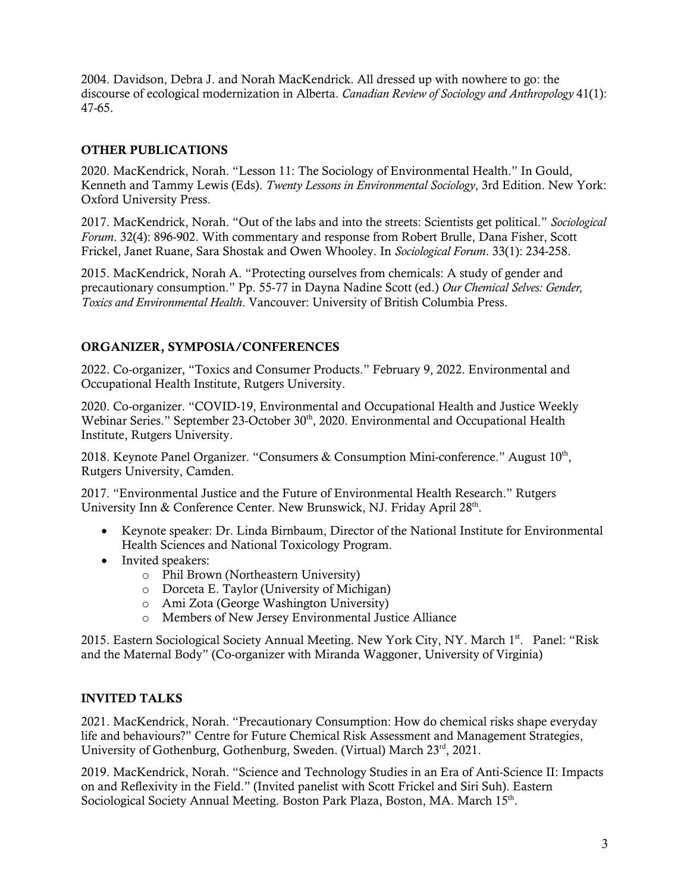2004. Davidson, Debra J. and Norah MacKendrick. All dressed up with nowhere to go: the discourse of ecological modernization in Alberta. *Canadian Review of Sociology and Anthropology* 41(1): 47-65.

## OTHER PUBLICATIONS

2020. MacKendrick, Norah. "Lesson 11: The Sociology of Environmental Health." In Gould, Kenneth and Tammy Lewis (Eds). *Twenty Lessons in Environmental Sociology*, 3rd Edition. New York: Oxford University Press.

2017. MacKendrick, Norah. "Out of the labs and into the streets: Scientists get political." *Sociological Forum*. 32(4): 896-902. With commentary and response from Robert Brulle, Dana Fisher, Scott Frickel, Janet Ruane, Sara Shostak and Owen Whooley. In *Sociological Forum*. 33(1): 234-258.

2015. MacKendrick, Norah A. "Protecting ourselves from chemicals: A study of gender and precautionary consumption." Pp. 55-77 in Dayna Nadine Scott (ed.) *Our Chemical Selves: Gender, Toxics and Environmental Health*. Vancouver: University of British Columbia Press.

## ORGANIZER, SYMPOSIA/CONFERENCES

2022. Co-organizer, "Toxics and Consumer Products." February 9, 2022. Environmental and Occupational Health Institute, Rutgers University.

2020. Co-organizer. "COVID-19, Environmental and Occupational Health and Justice Weekly Webinar Series." September 23-October 30th, 2020. Environmental and Occupational Health Institute, Rutgers University.

2018. Keynote Panel Organizer. "Consumers & Consumption Mini-conference." August 10th, Rutgers University, Camden.

2017. "Environmental Justice and the Future of Environmental Health Research." Rutgers University Inn & Conference Center. New Brunswick, NJ. Friday April 28th.

- Keynote speaker: Dr. Linda Birnbaum, Director of the National Institute for Environmental Health Sciences and National Toxicology Program.
- Invited speakers:
  - Phil Brown (Northeastern University)
  - Dorceta E. Taylor (University of Michigan)
  - Ami Zota (George Washington University)
  - Members of New Jersey Environmental Justice Alliance

2015. Eastern Sociological Society Annual Meeting. New York City, NY. March 1st. Panel: "Risk and the Maternal Body" (Co-organizer with Miranda Waggoner, University of Virginia)

## INVITED TALKS

2021. MacKendrick, Norah. "Precautionary Consumption: How do chemical risks shape everyday life and behaviours?" Centre for Future Chemical Risk Assessment and Management Strategies, University of Gothenburg, Gothenburg, Sweden. (Virtual) March 23rd, 2021.

2019. MacKendrick, Norah. "Science and Technology Studies in an Era of Anti-Science II: Impacts on and Reflexivity in the Field." (Invited panelist with Scott Frickel and Siri Suh). Eastern Sociological Society Annual Meeting. Boston Park Plaza, Boston, MA. March 15th.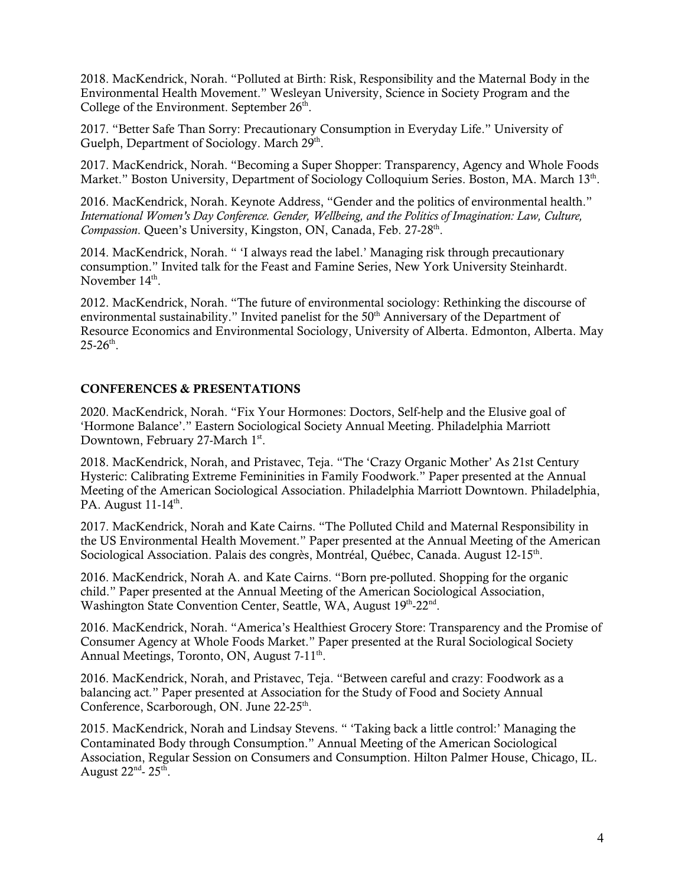2018. MacKendrick, Norah. "Polluted at Birth: Risk, Responsibility and the Maternal Body in the Environmental Health Movement." Wesleyan University, Science in Society Program and the College of the Environment. September 26th.

2017. "Better Safe Than Sorry: Precautionary Consumption in Everyday Life." University of Guelph, Department of Sociology. March 29th.

2017. MacKendrick, Norah. "Becoming a Super Shopper: Transparency, Agency and Whole Foods Market." Boston University, Department of Sociology Colloquium Series. Boston, MA. March 13th.

2016. MacKendrick, Norah. Keynote Address, "Gender and the politics of environmental health." *International Women's Day Conference. Gender, Wellbeing, and the Politics of Imagination: Law, Culture, Compassion*. Queen's University, Kingston, ON, Canada, Feb. 27-28th.

2014. MacKendrick, Norah. " 'I always read the label.' Managing risk through precautionary consumption." Invited talk for the Feast and Famine Series, New York University Steinhardt. November 14th.

2012. MacKendrick, Norah. "The future of environmental sociology: Rethinking the discourse of environmental sustainability." Invited panelist for the 50th Anniversary of the Department of Resource Economics and Environmental Sociology, University of Alberta. Edmonton, Alberta. May 25-26th.

## CONFERENCES & PRESENTATIONS

2020. MacKendrick, Norah. "Fix Your Hormones: Doctors, Self-help and the Elusive goal of 'Hormone Balance'." Eastern Sociological Society Annual Meeting. Philadelphia Marriott Downtown, February 27-March 1st.

2018. MacKendrick, Norah, and Pristavec, Teja. "The 'Crazy Organic Mother' As 21st Century Hysteric: Calibrating Extreme Femininities in Family Foodwork." Paper presented at the Annual Meeting of the American Sociological Association. Philadelphia Marriott Downtown. Philadelphia, PA. August 11-14th.

2017. MacKendrick, Norah and Kate Cairns. "The Polluted Child and Maternal Responsibility in the US Environmental Health Movement." Paper presented at the Annual Meeting of the American Sociological Association. Palais des congrès, Montréal, Québec, Canada. August 12-15th.

2016. MacKendrick, Norah A. and Kate Cairns. "Born pre-polluted. Shopping for the organic child." Paper presented at the Annual Meeting of the American Sociological Association, Washington State Convention Center, Seattle, WA, August 19th-22nd.

2016. MacKendrick, Norah. "America's Healthiest Grocery Store: Transparency and the Promise of Consumer Agency at Whole Foods Market." Paper presented at the Rural Sociological Society Annual Meetings, Toronto, ON, August 7-11th.

2016. MacKendrick, Norah, and Pristavec, Teja. "Between careful and crazy: Foodwork as a balancing act." Paper presented at Association for the Study of Food and Society Annual Conference, Scarborough, ON. June 22-25th.

2015. MacKendrick, Norah and Lindsay Stevens. " 'Taking back a little control:' Managing the Contaminated Body through Consumption." Annual Meeting of the American Sociological Association, Regular Session on Consumers and Consumption. Hilton Palmer House, Chicago, IL. August 22nd- 25th.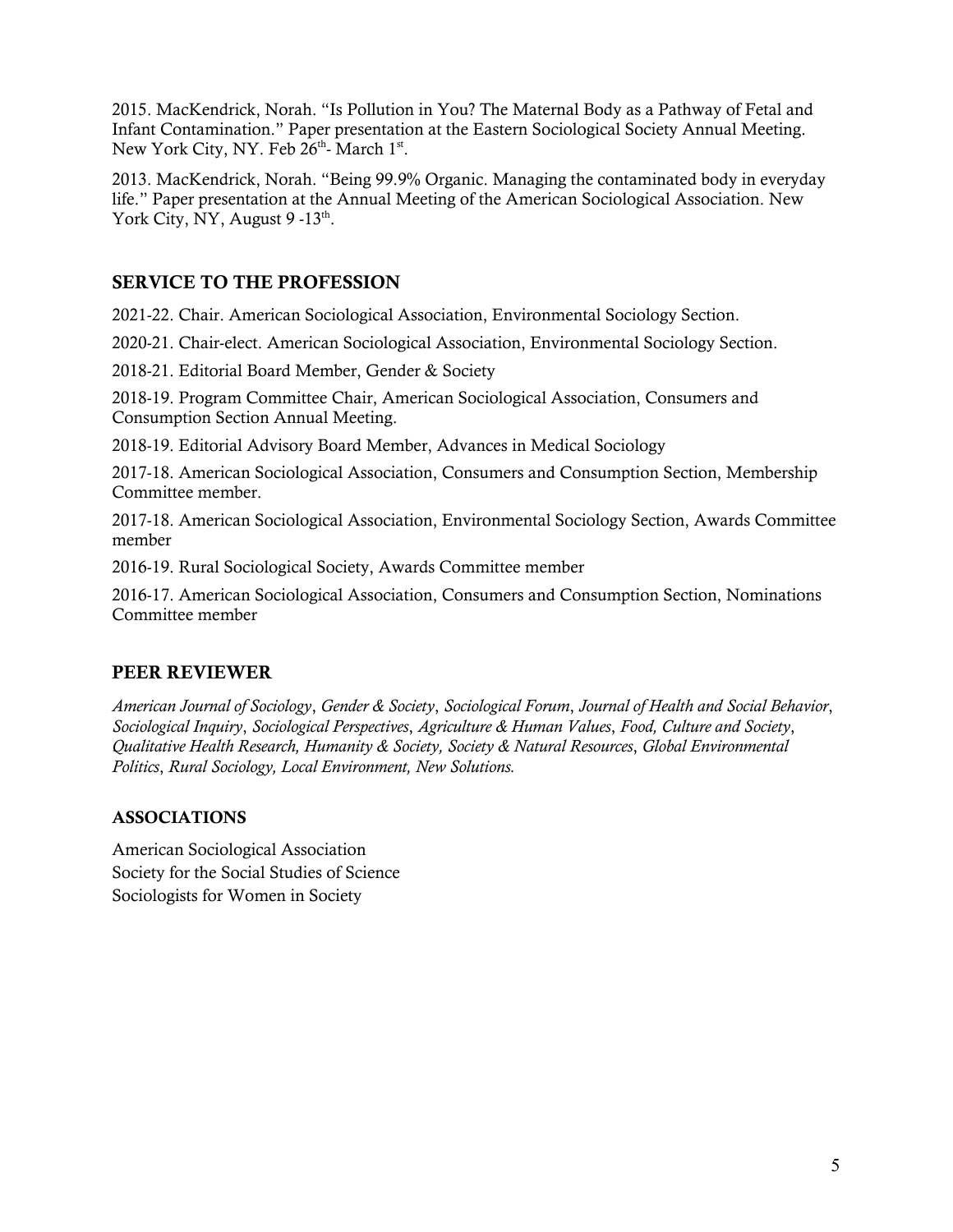2015. MacKendrick, Norah. "Is Pollution in You? The Maternal Body as a Pathway of Fetal and Infant Contamination." Paper presentation at the Eastern Sociological Society Annual Meeting. New York City, NY. Feb 26th- March 1st.

2013. MacKendrick, Norah. "Being 99.9% Organic. Managing the contaminated body in everyday life." Paper presentation at the Annual Meeting of the American Sociological Association. New York City, NY, August 9 -13th.

## SERVICE TO THE PROFESSION

2021-22. Chair. American Sociological Association, Environmental Sociology Section.

2020-21. Chair-elect. American Sociological Association, Environmental Sociology Section.

2018-21. Editorial Board Member, Gender & Society

2018-19. Program Committee Chair, American Sociological Association, Consumers and Consumption Section Annual Meeting.

2018-19. Editorial Advisory Board Member, Advances in Medical Sociology

2017-18. American Sociological Association, Consumers and Consumption Section, Membership Committee member.

2017-18. American Sociological Association, Environmental Sociology Section, Awards Committee member

2016-19. Rural Sociological Society, Awards Committee member

2016-17. American Sociological Association, Consumers and Consumption Section, Nominations Committee member

## PEER REVIEWER

*American Journal of Sociology*, *Gender & Society*, *Sociological Forum*, *Journal of Health and Social Behavior*, *Sociological Inquiry*, *Sociological Perspectives*, *Agriculture & Human Values*, *Food, Culture and Society*, *Qualitative Health Research, Humanity & Society, Society & Natural Resources*, *Global Environmental Politics*, *Rural Sociology, Local Environment, New Solutions.*

## ASSOCIATIONS

American Sociological Association
Society for the Social Studies of Science
Sociologists for Women in Society